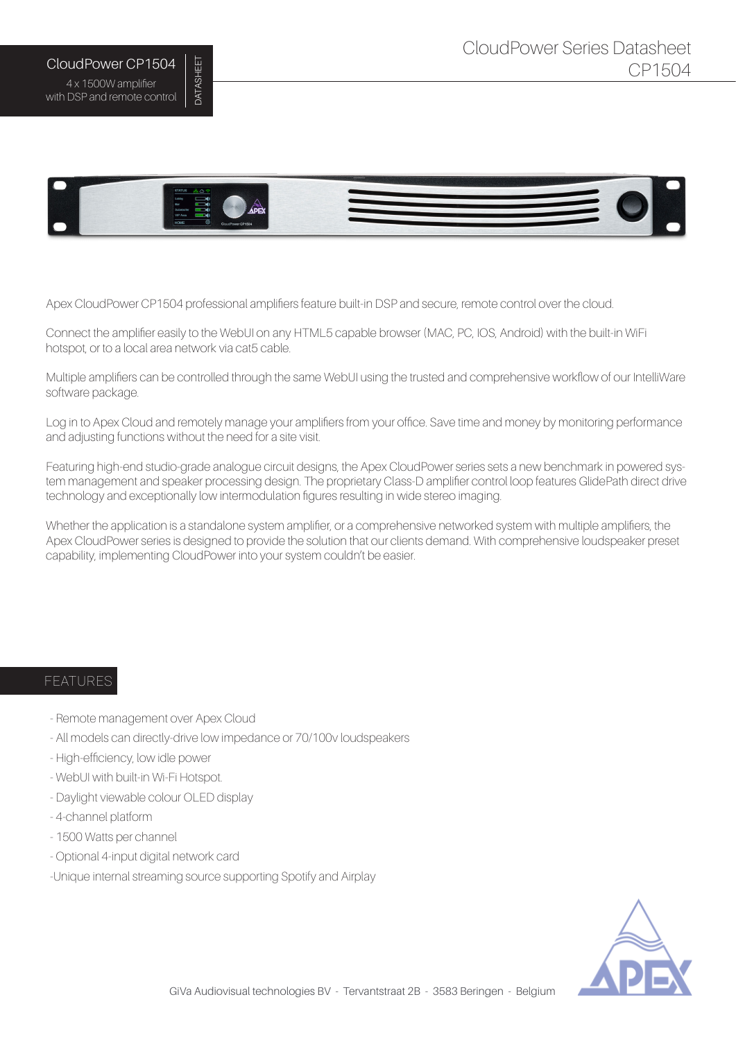# CloudPower CP1504

4 x 1500W amplifier
with DSP and remote control

DATASHEET

CloudPower Series Datasheet
CP1504

Apex CloudPower CP1504 professional amplifiers feature built-in DSP and secure, remote control over the cloud.

Connect the amplifier easily to the WebUI on any HTML5 capable browser (MAC, PC, IOS, Android) with the built-in WiFi hotspot, or to a local area network via cat5 cable.

Multiple amplifiers can be controlled through the same WebUI using the trusted and comprehensive workflow of our IntelliWare software package.

Log in to Apex Cloud and remotely manage your amplifiers from your office. Save time and money by monitoring performance and adjusting functions without the need for a site visit.

Featuring high-end studio-grade analogue circuit designs, the Apex CloudPower series sets a new benchmark in powered system management and speaker processing design. The proprietary Class-D amplifier control loop features GlidePath direct drive technology and exceptionally low intermodulation figures resulting in wide stereo imaging.

Whether the application is a standalone system amplifier, or a comprehensive networked system with multiple amplifiers, the Apex CloudPower series is designed to provide the solution that our clients demand. With comprehensive loudspeaker preset capability, implementing CloudPower into your system couldn't be easier.

## FEATURES

- Remote management over Apex Cloud
- All models can directly-drive low impedance or 70/100v loudspeakers
- High-efficiency, low idle power
- WebUI with built-in Wi-Fi Hotspot.
- Daylight viewable colour OLED display
- 4-channel platform
- 1500 Watts per channel
- Optional 4-input digital network card
- Unique internal streaming source supporting Spotify and Airplay

GiVa Audiovisual technologies BV - Tervantstraat 2B - 3583 Beringen - Belgium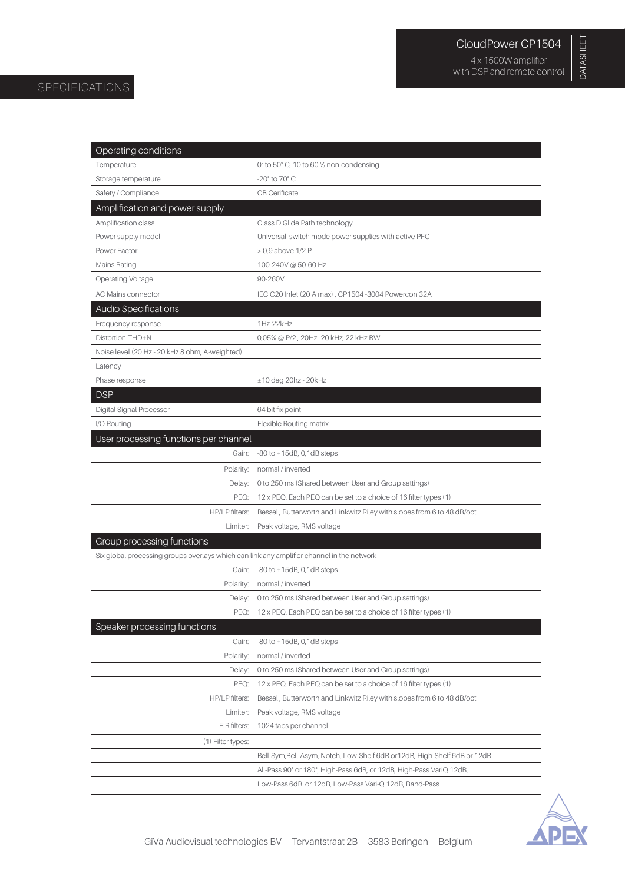# SPECIFICATIONS

CloudPower CP1504
4 x 1500W amplifier
with DSP and remote control

| Operating conditions | |
|---|---|
| Temperature | 0° to 50° C, 10 to 60 % non-condensing |
| Storage temperature | -20° to 70° C |
| Safety / Compliance | CB Cerificate |
| **Amplification and power supply** | |
| Amplification class | Class D Glide Path technology |
| Power supply model | Universal switch mode power supplies with active PFC |
| Power Factor | > 0,9 above 1/2 P |
| Mains Rating | 100-240V @ 50-60 Hz |
| Operating Voltage | 90-260V |
| AC Mains connector | IEC C20 Inlet (20 A max) , CP1504 -3004 Powercon 32A |
| **Audio Specifications** | |
| Frequency response | 1Hz-22kHz |
| Distortion THD+N | 0,05% @ P/2 , 20Hz- 20 kHz, 22 kHz BW |
| Noise level (20 Hz - 20 kHz 8 ohm, A-weighted) | |
| Latency | |
| Phase response | ±10 deg 20hz - 20kHz |
| **DSP** | |
| Digital Signal Processor | 64 bit fix point |
| I/O Routing | Flexible Routing matrix |
| **User processing functions per channel** | |
| Gain: | -80 to +15dB, 0,1dB steps |
| Polarity: | normal / inverted |
| Delay: | 0 to 250 ms (Shared between User and Group settings) |
| PEQ: | 12 x PEQ. Each PEQ can be set to a choice of 16 filter types (1) |
| HP/LP filters: | Bessel , Butterworth and Linkwitz Riley with slopes from 6 to 48 dB/oct |
| Limiter: | Peak voltage, RMS voltage |
| **Group processing functions** | |
| Six global processing groups overlays which can link any amplifier channel in the network | |
| Gain: | -80 to +15dB, 0,1dB steps |
| Polarity: | normal / inverted |
| Delay: | 0 to 250 ms (Shared between User and Group settings) |
| PEQ: | 12 x PEQ. Each PEQ can be set to a choice of 16 filter types (1) |
| **Speaker processing functions** | |
| Gain: | -80 to +15dB, 0,1dB steps |
| Polarity: | normal / inverted |
| Delay: | 0 to 250 ms (Shared between User and Group settings) |
| PEQ: | 12 x PEQ. Each PEQ can be set to a choice of 16 filter types (1) |
| HP/LP filters: | Bessel , Butterworth and Linkwitz Riley with slopes from 6 to 48 dB/oct |
| Limiter: | Peak voltage, RMS voltage |
| FIR filters: | 1024 taps per channel |
| (1) Filter types: | |
| | Bell-Sym,Bell-Asym, Notch, Low-Shelf 6dB or12dB, High-Shelf 6dB or 12dB |
| | All-Pass 90° or 180°, High-Pass 6dB, or 12dB, High-Pass VariQ 12dB, |
| | Low-Pass 6dB or 12dB, Low-Pass Vari-Q 12dB, Band-Pass |

GiVa Audiovisual technologies BV - Tervantstraat 2B - 3583 Beringen - Belgium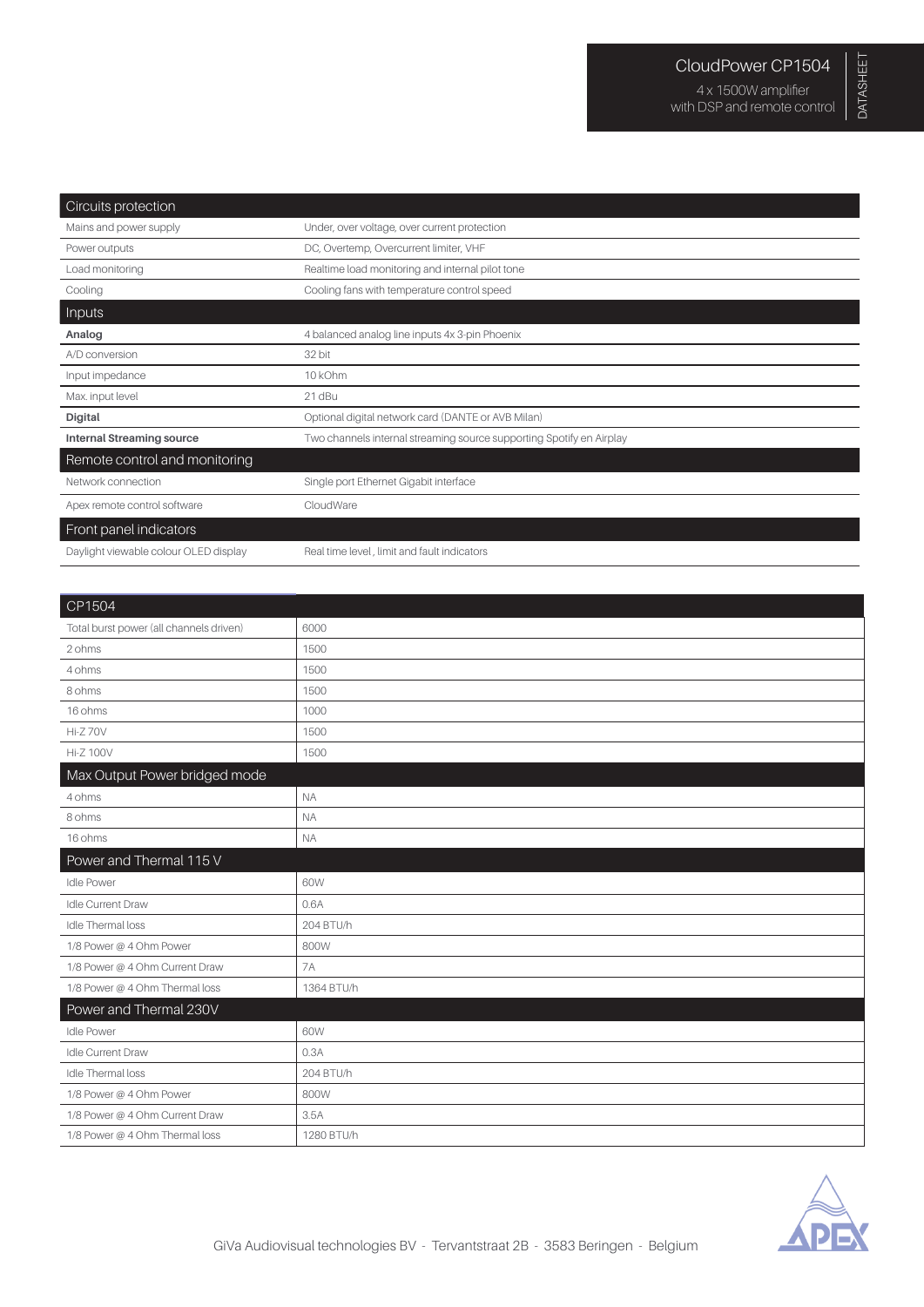CloudPower CP1504

4 x 1500W amplifier
with DSP and remote control

DATASHEET

| Circuits protection | |
|---|---|
| Mains and power supply | Under, over voltage, over current protection |
| Power outputs | DC, Overtemp, Overcurrent limiter, VHF |
| Load monitoring | Realtime load monitoring and internal pilot tone |
| Cooling | Cooling fans with temperature control speed |
| **Inputs** | |
| **Analog** | 4 balanced analog line inputs 4x 3-pin Phoenix |
| A/D conversion | 32 bit |
| Input impedance | 10 kOhm |
| Max. input level | 21 dBu |
| **Digital** | Optional digital network card (DANTE or AVB Milan) |
| **Internal Streaming source** | Two channels internal streaming source supporting Spotify en Airplay |
| **Remote control and monitoring** | |
| Network connection | Single port Ethernet Gigabit interface |
| Apex remote control software | CloudWare |
| **Front panel indicators** | |
| Daylight viewable colour OLED display | Real time level , limit and fault indicators |

| CP1504 | |
|---|---|
| Total burst power (all channels driven) | 6000 |
| 2 ohms | 1500 |
| 4 ohms | 1500 |
| 8 ohms | 1500 |
| 16 ohms | 1000 |
| Hi-Z 70V | 1500 |
| Hi-Z 100V | 1500 |
| **Max Output Power bridged mode** | |
| 4 ohms | NA |
| 8 ohms | NA |
| 16 ohms | NA |
| **Power and Thermal 115 V** | |
| Idle Power | 60W |
| Idle Current Draw | 0.6A |
| Idle Thermal loss | 204 BTU/h |
| 1/8 Power @ 4 Ohm Power | 800W |
| 1/8 Power @ 4 Ohm Current Draw | 7A |
| 1/8 Power @ 4 Ohm Thermal loss | 1364 BTU/h |
| **Power and Thermal 230V** | |
| Idle Power | 60W |
| Idle Current Draw | 0.3A |
| Idle Thermal loss | 204 BTU/h |
| 1/8 Power @ 4 Ohm Power | 800W |
| 1/8 Power @ 4 Ohm Current Draw | 3.5A |
| 1/8 Power @ 4 Ohm Thermal loss | 1280 BTU/h |

GiVa Audiovisual technologies BV - Tervantstraat 2B - 3583 Beringen - Belgium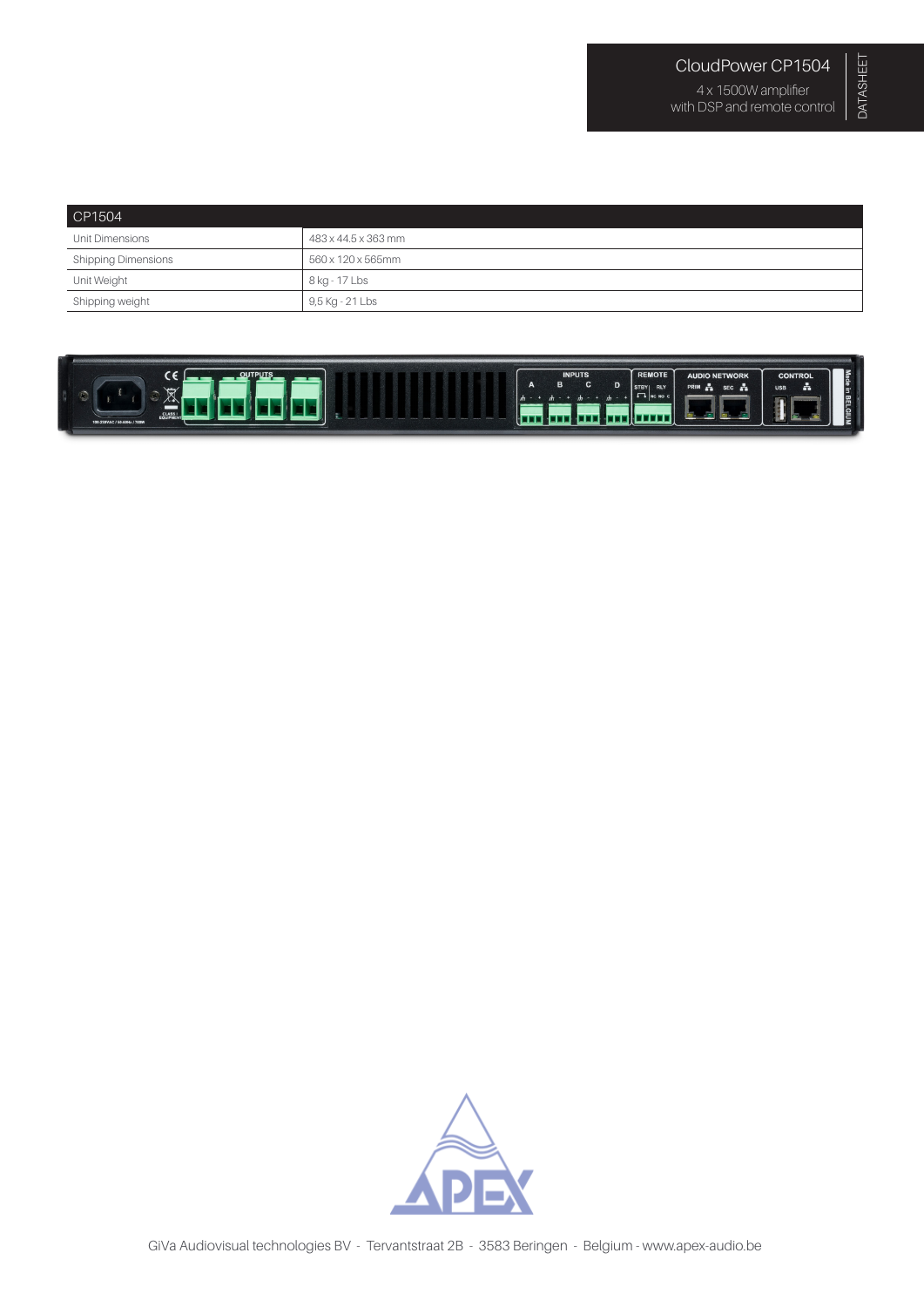| CP1504 | |
|---|---|
| Unit Dimensions | 483 x 44.5 x 363 mm |
| Shipping Dimensions | 560 x 120 x 565mm |
| Unit Weight | 8 kg - 17 Lbs |
| Shipping weight | 9,5 Kg - 21 Lbs |

GiVa Audiovisual technologies BV - Tervantstraat 2B - 3583 Beringen - Belgium - www.apex-audio.be